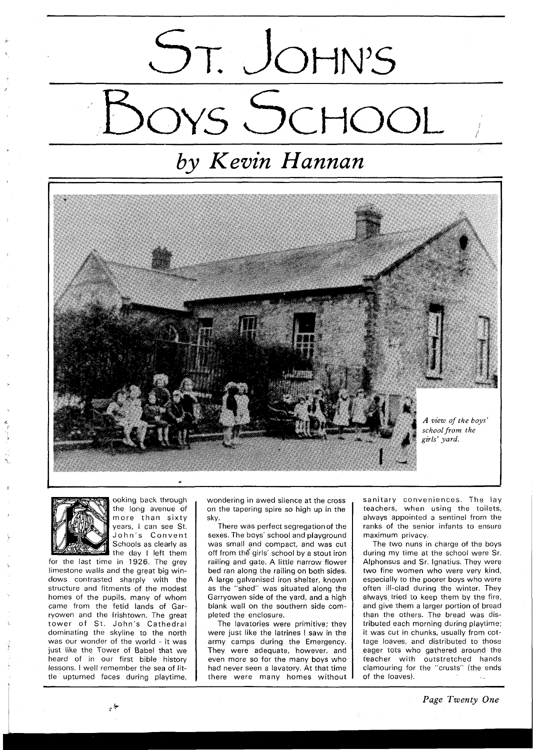# St. John's Boys School

## *by Kevin Hannan*

*A view of the boys' school from the girls' yard.*

Looking back through the long avenue of more than sixty years, I can see St. John's Convent Schools as clearly as the day I left them for the last time in 1926. The grey limestone walls and the great big windows contrasted sharply with the structure and fitments of the modest homes of the pupils, many of whom came from the fetid lands of Garryowen and the Irishtown. The great tower of St. John's Cathedral dominating the skyline to the north was our wonder of the world - it was just like the Tower of Babel that we heard of in our first bible history lessons. I well remember the sea of little upturned faces during playtime, wondering in awed silence at the cross on the tapering spire so high up in the sky.

There was perfect segregation of the sexes. The boys' school and playground was small and compact, and was cut off from the girls' school by a stout iron railing and gate. A little narrow flower bed ran along the railing on both sides. A large galvanised iron shelter, known as the "shed" was situated along the Garryowen side of the yard, and a high blank wall on the southern side completed the enclosure.

The lavatories were primitive; they were just like the latrines I saw in the army camps during the Emergency. They were adequate, however, and even more so for the many boys who had never seen a lavatory. At that time there were many homes without sanitary conveniences. The lay teachers, when using the toilets, always appointed a sentinel from the ranks of the senior infants to ensure maximum privacy.

The two nuns in charge of the boys during my time at the school were Sr. Alphonsus and Sr. Ignatius. They were two fine women who were very kind, especially to the poorer boys who were often ill-clad during the winter. They always tried to keep them by the fire, and give them a larger portion of bread than the others. The bread was distributed each morning during playtime; it was cut in chunks, usually from cottage loaves, and distributed to those eager tots who gathered around the teacher with outstretched hands clamouring for the "crusts" (the ends of the loaves).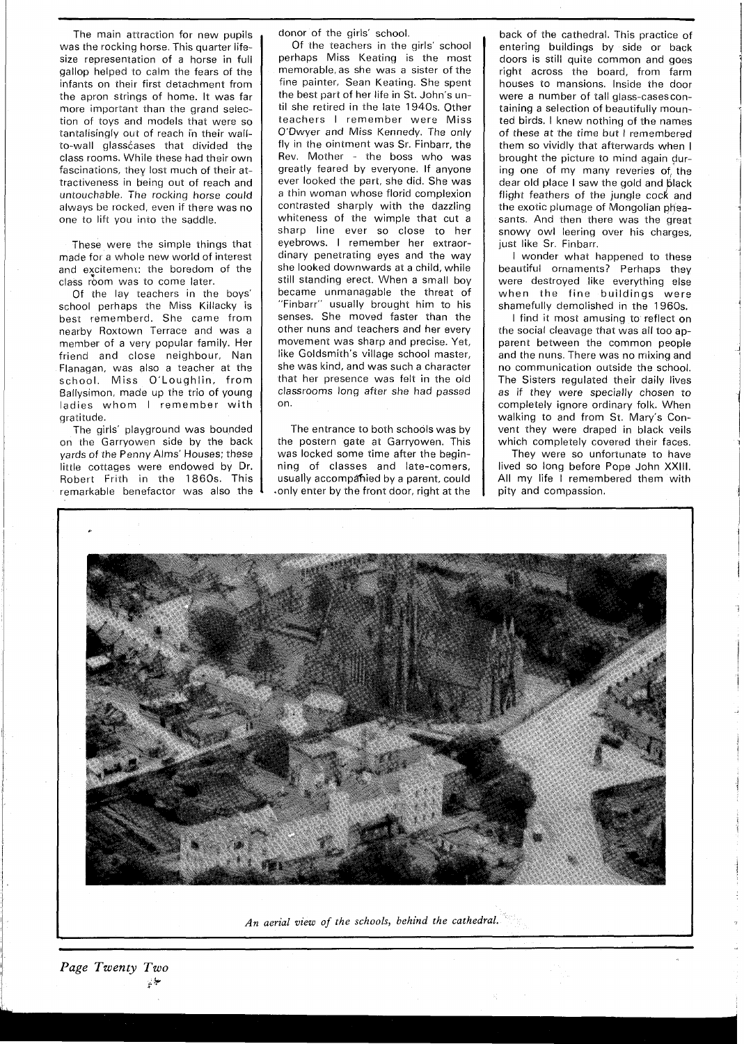The main attraction for new pupils was the rocking horse. This quarter life-size representation of a horse in full gallop helped to calm the fears of the infants on their first detachment from the apron strings of home. It was far more important than the grand selection of toys and models that were so tantalisingly out of reach in their wall-to-wall glasscases that divided the class rooms. While these had their own fascinations, they lost much of their attractiveness in being out of reach and untouchable. The rocking horse could always be rocked, even if there was no one to lift you into the saddle.

These were the simple things that made for a whole new world of interest and excitement: the boredom of the class room was to come later.

Of the lay teachers in the boys' school perhaps the Miss Killacky is best rememberd. She came from nearby Roxtown Terrace and was a member of a very popular family. Her friend and close neighbour, Nan Flanagan, was also a teacher at the school. Miss O'Loughlin, from Ballysimon, made up the trio of young ladies whom I remember with gratitude.

The girls' playground was bounded on the Garryowen side by the back yards of the Penny Alms' Houses; these little cottages were endowed by Dr. Robert Frith in the 1860s. This remarkable benefactor was also the donor of the girls' school.

Of the teachers in the girls' school perhaps Miss Keating is the most memorable, as she was a sister of the fine painter, Sean Keating. She spent the best part of her life in St. John's until she retired in the late 1940s. Other teachers I remember were Miss O'Dwyer and Miss Kennedy. The only fly in the ointment was Sr. Finbarr, the Rev. Mother - the boss who was greatly feared by everyone. If anyone ever looked the part, she did. She was a thin woman whose florid complexion contrasted sharply with the dazzling whiteness of the wimple that cut a sharp line ever so close to her eyebrows. I remember her extraordinary penetrating eyes and the way she looked downwards at a child, while still standing erect. When a small boy became unmanagable the threat of "Finbarr" usually brought him to his senses. She moved faster than the other nuns and teachers and her every movement was sharp and precise. Yet, like Goldsmith's village school master, she was kind, and was such a character that her presence was felt in the old classrooms long after she had passed on.

The entrance to both schools was by the postern gate at Garryowen. This was locked some time after the beginning of classes and late-comers, usually accompanied by a parent, could only enter by the front door, right at the back of the cathedral. This practice of entering buildings by side or back doors is still quite common and goes right across the board, from farm houses to mansions. Inside the door were a number of tall glass-cases containing a selection of beautifully mounted birds. I knew nothing of the names of these at the time but I remembered them so vividly that afterwards when I brought the picture to mind again during one of my many reveries of the dear old place I saw the gold and black flight feathers of the jungle cock and the exotic plumage of Mongolian pheasants. And then there was the great snowy owl leering over his charges, just like Sr. Finbarr.

I wonder what happened to these beautiful ornaments? Perhaps they were destroyed like everything else when the fine buildings were shamefully demolished in the 1960s.

I find it most amusing to reflect on the social cleavage that was all too apparent between the common people and the nuns. There was no mixing and no communication outside the school. The Sisters regulated their daily lives as if they were specially chosen to completely ignore ordinary folk. When walking to and from St. Mary's Convent they were draped in black veils which completely covered their faces.

They were so unfortunate to have lived so long before Pope John XXIII. All my life I remembered them with pity and compassion.

*An aerial view of the schools, behind the cathedral.*